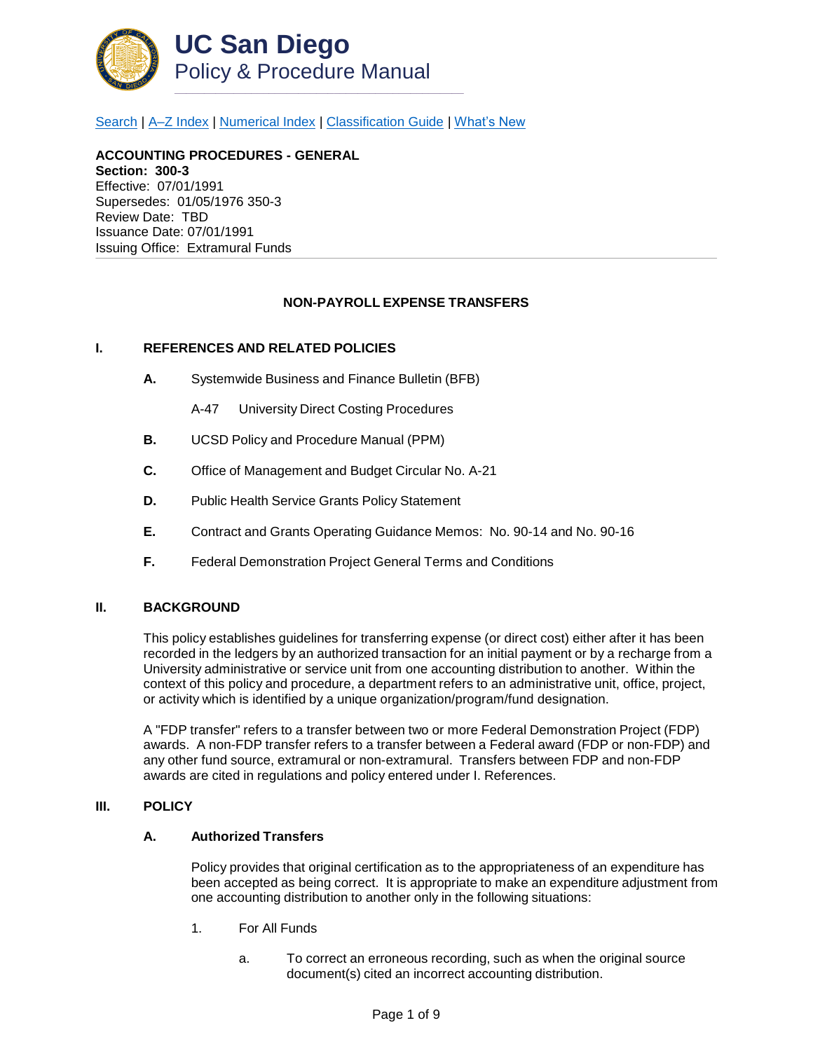# UC San Diego

## Policy & Procedure Manual

Search | A–Z Index | Numerical Index | Classification Guide | What's New

**ACCOUNTING PROCEDURES - GENERAL**
**Section: 300-3**
Effective: 07/01/1991
Supersedes: 01/05/1976 350-3
Review Date: TBD
Issuance Date: 07/01/1991
Issuing Office: Extramural Funds

---

### NON-PAYROLL EXPENSE TRANSFERS

### I. REFERENCES AND RELATED POLICIES

**A.** Systemwide Business and Finance Bulletin (BFB)

A-47 University Direct Costing Procedures

**B.** UCSD Policy and Procedure Manual (PPM)

**C.** Office of Management and Budget Circular No. A-21

**D.** Public Health Service Grants Policy Statement

**E.** Contract and Grants Operating Guidance Memos: No. 90-14 and No. 90-16

**F.** Federal Demonstration Project General Terms and Conditions

### II. BACKGROUND

This policy establishes guidelines for transferring expense (or direct cost) either after it has been recorded in the ledgers by an authorized transaction for an initial payment or by a recharge from a University administrative or service unit from one accounting distribution to another. Within the context of this policy and procedure, a department refers to an administrative unit, office, project, or activity which is identified by a unique organization/program/fund designation.

A "FDP transfer" refers to a transfer between two or more Federal Demonstration Project (FDP) awards. A non-FDP transfer refers to a transfer between a Federal award (FDP or non-FDP) and any other fund source, extramural or non-extramural. Transfers between FDP and non-FDP awards are cited in regulations and policy entered under I. References.

### III. POLICY

**A. Authorized Transfers**

Policy provides that original certification as to the appropriateness of an expenditure has been accepted as being correct. It is appropriate to make an expenditure adjustment from one accounting distribution to another only in the following situations:

1. For All Funds

   a. To correct an erroneous recording, such as when the original source document(s) cited an incorrect accounting distribution.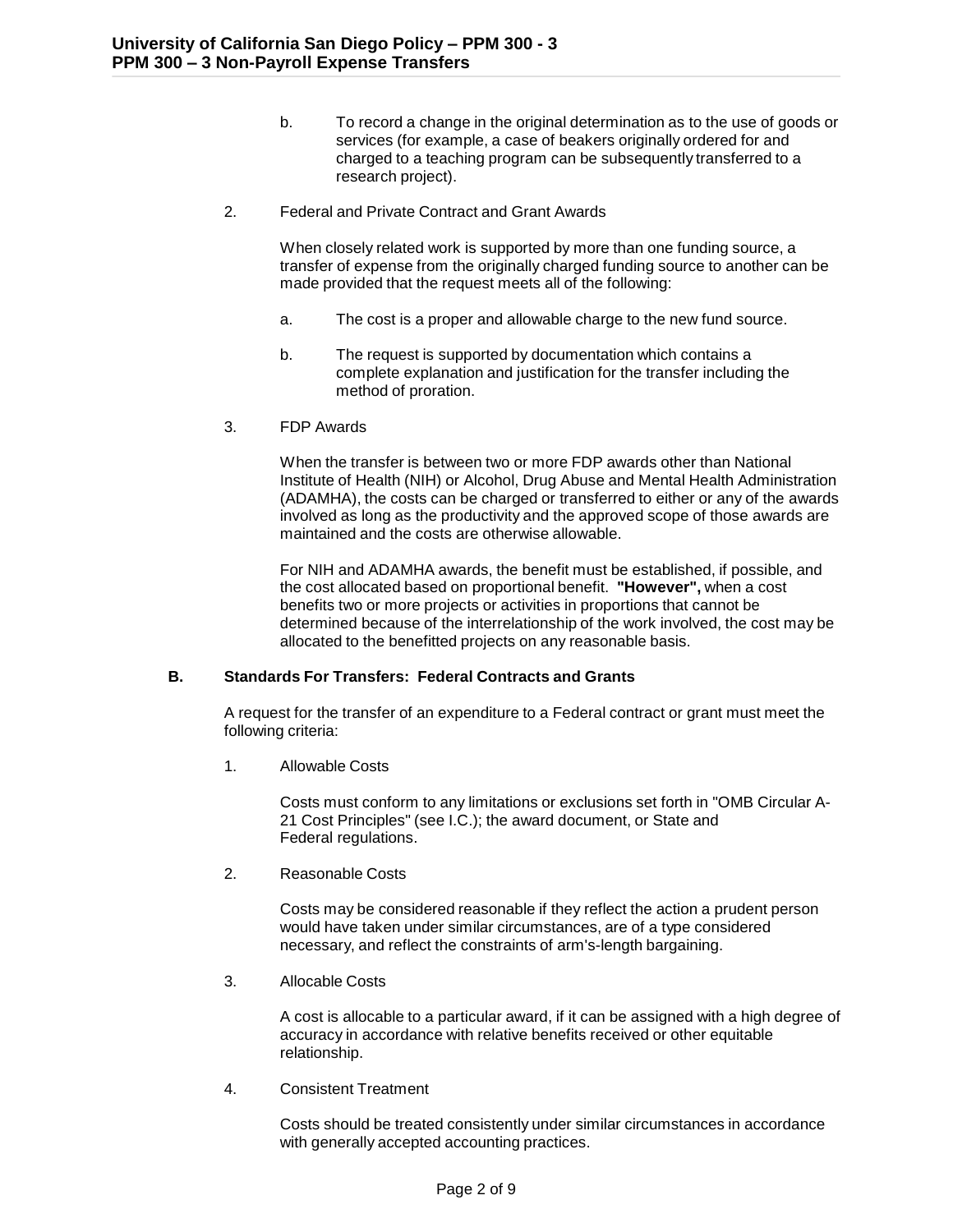b. To record a change in the original determination as to the use of goods or services (for example, a case of beakers originally ordered for and charged to a teaching program can be subsequently transferred to a research project).

2. Federal and Private Contract and Grant Awards

   When closely related work is supported by more than one funding source, a transfer of expense from the originally charged funding source to another can be made provided that the request meets all of the following:

   a. The cost is a proper and allowable charge to the new fund source.

   b. The request is supported by documentation which contains a complete explanation and justification for the transfer including the method of proration.

3. FDP Awards

   When the transfer is between two or more FDP awards other than National Institute of Health (NIH) or Alcohol, Drug Abuse and Mental Health Administration (ADAMHA), the costs can be charged or transferred to either or any of the awards involved as long as the productivity and the approved scope of those awards are maintained and the costs are otherwise allowable.

   For NIH and ADAMHA awards, the benefit must be established, if possible, and the cost allocated based on proportional benefit. **"However",** when a cost benefits two or more projects or activities in proportions that cannot be determined because of the interrelationship of the work involved, the cost may be allocated to the benefitted projects on any reasonable basis.

### B. Standards For Transfers: Federal Contracts and Grants

A request for the transfer of an expenditure to a Federal contract or grant must meet the following criteria:

1. Allowable Costs

   Costs must conform to any limitations or exclusions set forth in "OMB Circular A-21 Cost Principles" (see I.C.); the award document, or State and Federal regulations.

2. Reasonable Costs

   Costs may be considered reasonable if they reflect the action a prudent person would have taken under similar circumstances, are of a type considered necessary, and reflect the constraints of arm's-length bargaining.

3. Allocable Costs

   A cost is allocable to a particular award, if it can be assigned with a high degree of accuracy in accordance with relative benefits received or other equitable relationship.

4. Consistent Treatment

   Costs should be treated consistently under similar circumstances in accordance with generally accepted accounting practices.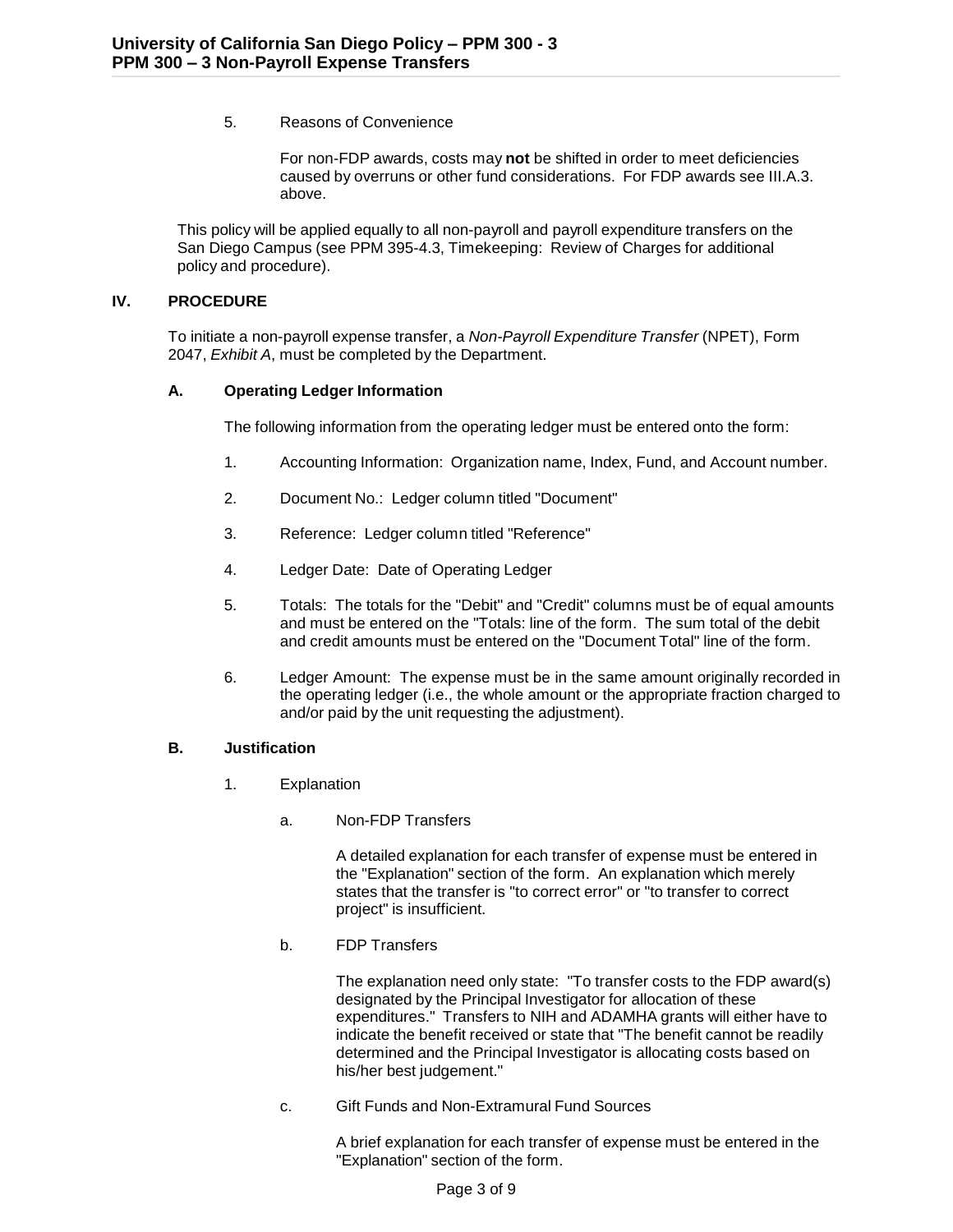5. Reasons of Convenience

   For non-FDP awards, costs may **not** be shifted in order to meet deficiencies caused by overruns or other fund considerations. For FDP awards see III.A.3. above.

This policy will be applied equally to all non-payroll and payroll expenditure transfers on the San Diego Campus (see PPM 395-4.3, Timekeeping: Review of Charges for additional policy and procedure).

## IV. PROCEDURE

To initiate a non-payroll expense transfer, a *Non-Payroll Expenditure Transfer* (NPET), Form 2047, *Exhibit A*, must be completed by the Department.

### A. Operating Ledger Information

The following information from the operating ledger must be entered onto the form:

1. Accounting Information: Organization name, Index, Fund, and Account number.

2. Document No.: Ledger column titled "Document"

3. Reference: Ledger column titled "Reference"

4. Ledger Date: Date of Operating Ledger

5. Totals: The totals for the "Debit" and "Credit" columns must be of equal amounts and must be entered on the "Totals: line of the form. The sum total of the debit and credit amounts must be entered on the "Document Total" line of the form.

6. Ledger Amount: The expense must be in the same amount originally recorded in the operating ledger (i.e., the whole amount or the appropriate fraction charged to and/or paid by the unit requesting the adjustment).

### B. Justification

1. Explanation

   a. Non-FDP Transfers

      A detailed explanation for each transfer of expense must be entered in the "Explanation" section of the form. An explanation which merely states that the transfer is "to correct error" or "to transfer to correct project" is insufficient.

   b. FDP Transfers

      The explanation need only state: "To transfer costs to the FDP award(s) designated by the Principal Investigator for allocation of these expenditures." Transfers to NIH and ADAMHA grants will either have to indicate the benefit received or state that "The benefit cannot be readily determined and the Principal Investigator is allocating costs based on his/her best judgement."

   c. Gift Funds and Non-Extramural Fund Sources

      A brief explanation for each transfer of expense must be entered in the "Explanation" section of the form.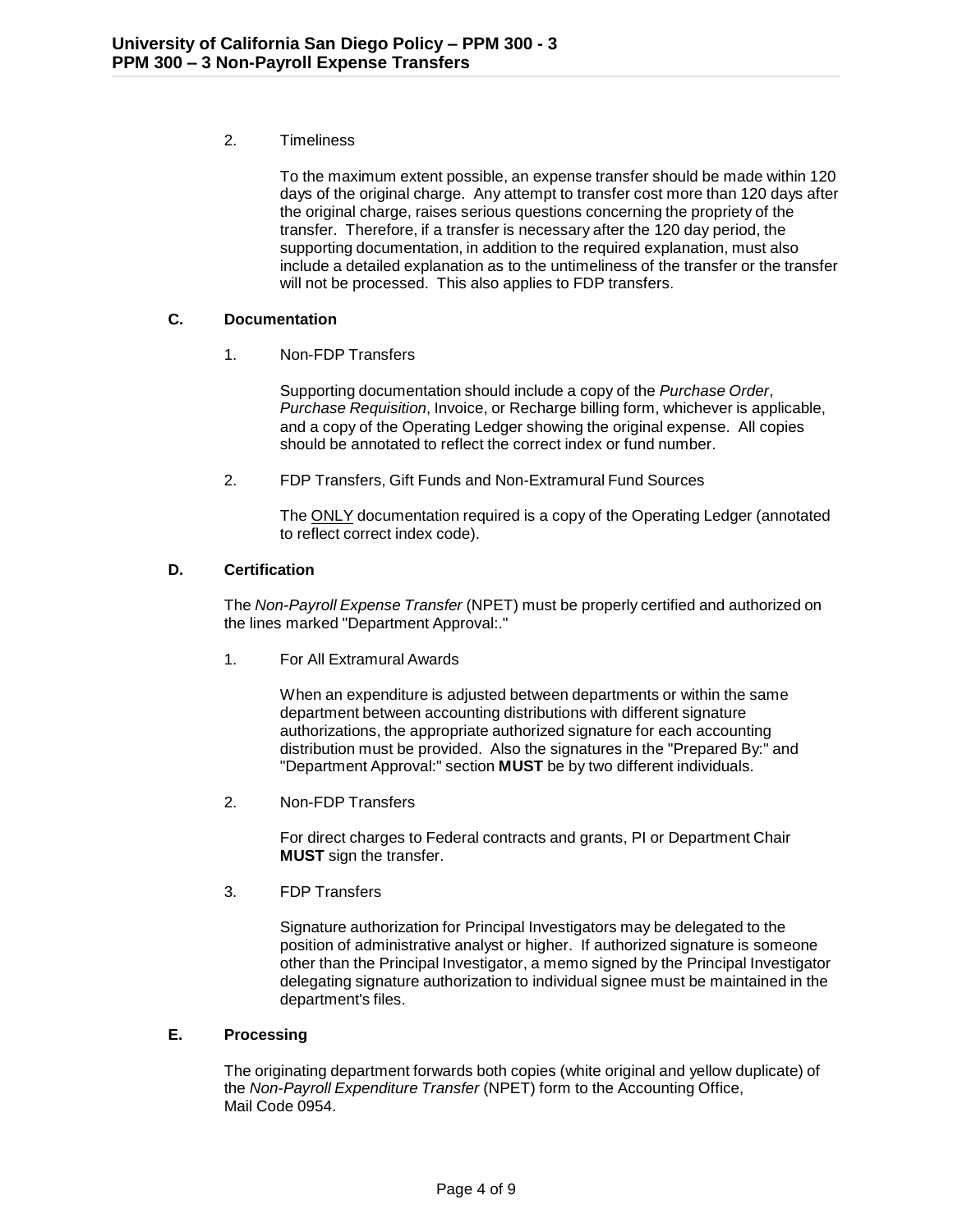2. Timeliness

   To the maximum extent possible, an expense transfer should be made within 120 days of the original charge. Any attempt to transfer cost more than 120 days after the original charge, raises serious questions concerning the propriety of the transfer. Therefore, if a transfer is necessary after the 120 day period, the supporting documentation, in addition to the required explanation, must also include a detailed explanation as to the untimeliness of the transfer or the transfer will not be processed. This also applies to FDP transfers.

### C. Documentation

1. Non-FDP Transfers

   Supporting documentation should include a copy of the *Purchase Order*, *Purchase Requisition*, Invoice, or Recharge billing form, whichever is applicable, and a copy of the Operating Ledger showing the original expense. All copies should be annotated to reflect the correct index or fund number.

2. FDP Transfers, Gift Funds and Non-Extramural Fund Sources

   The <u>ONLY</u> documentation required is a copy of the Operating Ledger (annotated to reflect correct index code).

### D. Certification

The *Non-Payroll Expense Transfer* (NPET) must be properly certified and authorized on the lines marked "Department Approval:."

1. For All Extramural Awards

   When an expenditure is adjusted between departments or within the same department between accounting distributions with different signature authorizations, the appropriate authorized signature for each accounting distribution must be provided. Also the signatures in the "Prepared By:" and "Department Approval:" section **MUST** be by two different individuals.

2. Non-FDP Transfers

   For direct charges to Federal contracts and grants, PI or Department Chair **MUST** sign the transfer.

3. FDP Transfers

   Signature authorization for Principal Investigators may be delegated to the position of administrative analyst or higher. If authorized signature is someone other than the Principal Investigator, a memo signed by the Principal Investigator delegating signature authorization to individual signee must be maintained in the department's files.

### E. Processing

The originating department forwards both copies (white original and yellow duplicate) of the *Non-Payroll Expenditure Transfer* (NPET) form to the Accounting Office, Mail Code 0954.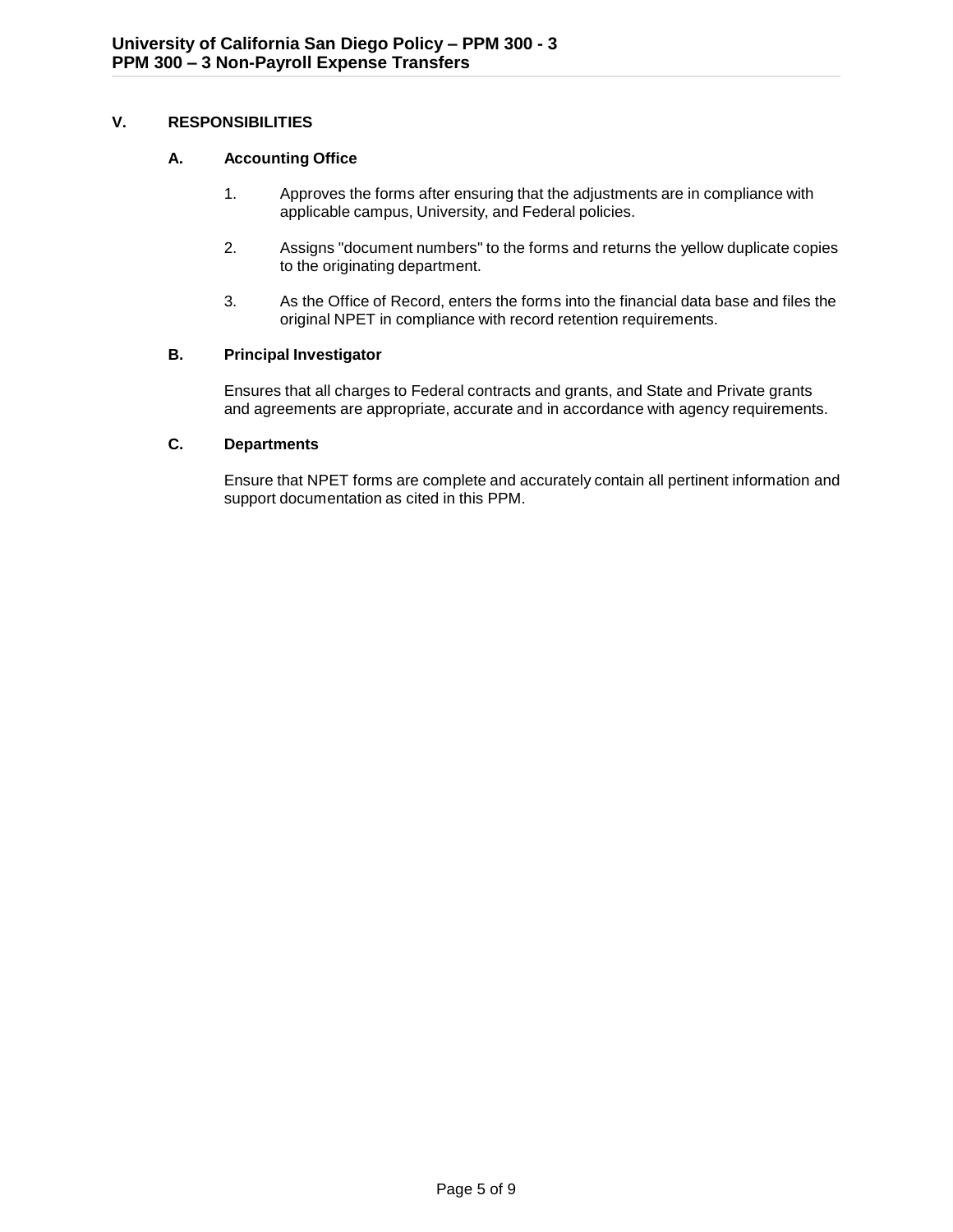## V. RESPONSIBILITIES

### A. Accounting Office

1. Approves the forms after ensuring that the adjustments are in compliance with applicable campus, University, and Federal policies.

2. Assigns "document numbers" to the forms and returns the yellow duplicate copies to the originating department.

3. As the Office of Record, enters the forms into the financial data base and files the original NPET in compliance with record retention requirements.

### B. Principal Investigator

Ensures that all charges to Federal contracts and grants, and State and Private grants and agreements are appropriate, accurate and in accordance with agency requirements.

### C. Departments

Ensure that NPET forms are complete and accurately contain all pertinent information and support documentation as cited in this PPM.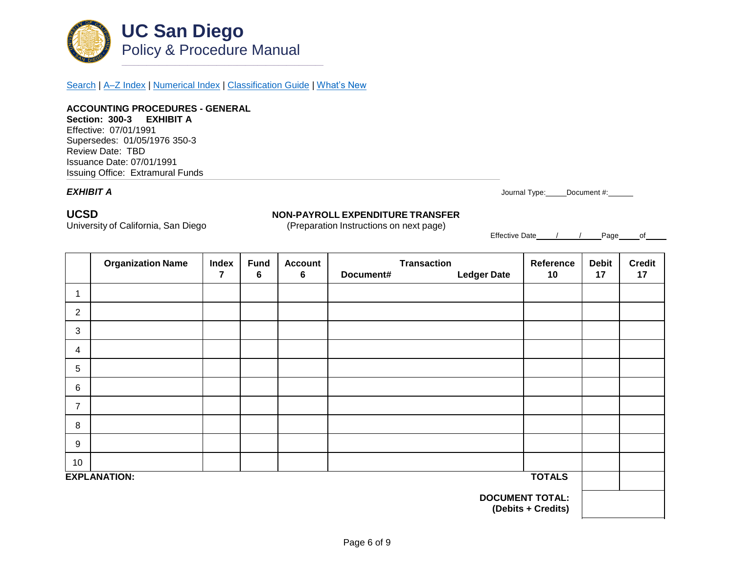# UC San Diego
## Policy & Procedure Manual

Search | A–Z Index | Numerical Index | Classification Guide | What's New

**ACCOUNTING PROCEDURES - GENERAL**
**Section: 300-3 EXHIBIT A**
Effective: 07/01/1991
Supersedes: 01/05/1976 350-3
Review Date: TBD
Issuance Date: 07/01/1991
Issuing Office: Extramural Funds

***EXHIBIT A***

Journal Type:_____ Document #:______

**UCSD**
University of California, San Diego

**NON-PAYROLL EXPENDITURE TRANSFER**
(Preparation Instructions on next page)

Effective Date ____/____/____ Page ____ of ____

| | Organization Name | Index 7 | Fund 6 | Account 6 | Transaction Document# Ledger Date | Reference 10 | Debit 17 | Credit 17 |
|---|---|---|---|---|---|---|---|---|
| 1 | | | | | | | | |
| 2 | | | | | | | | |
| 3 | | | | | | | | |
| 4 | | | | | | | | |
| 5 | | | | | | | | |
| 6 | | | | | | | | |
| 7 | | | | | | | | |
| 8 | | | | | | | | |
| 9 | | | | | | | | |
| 10 | | | | | | | | |
| | | | | | | **TOTALS** | | |

**EXPLANATION:**

**DOCUMENT TOTAL: (Debits + Credits)** ________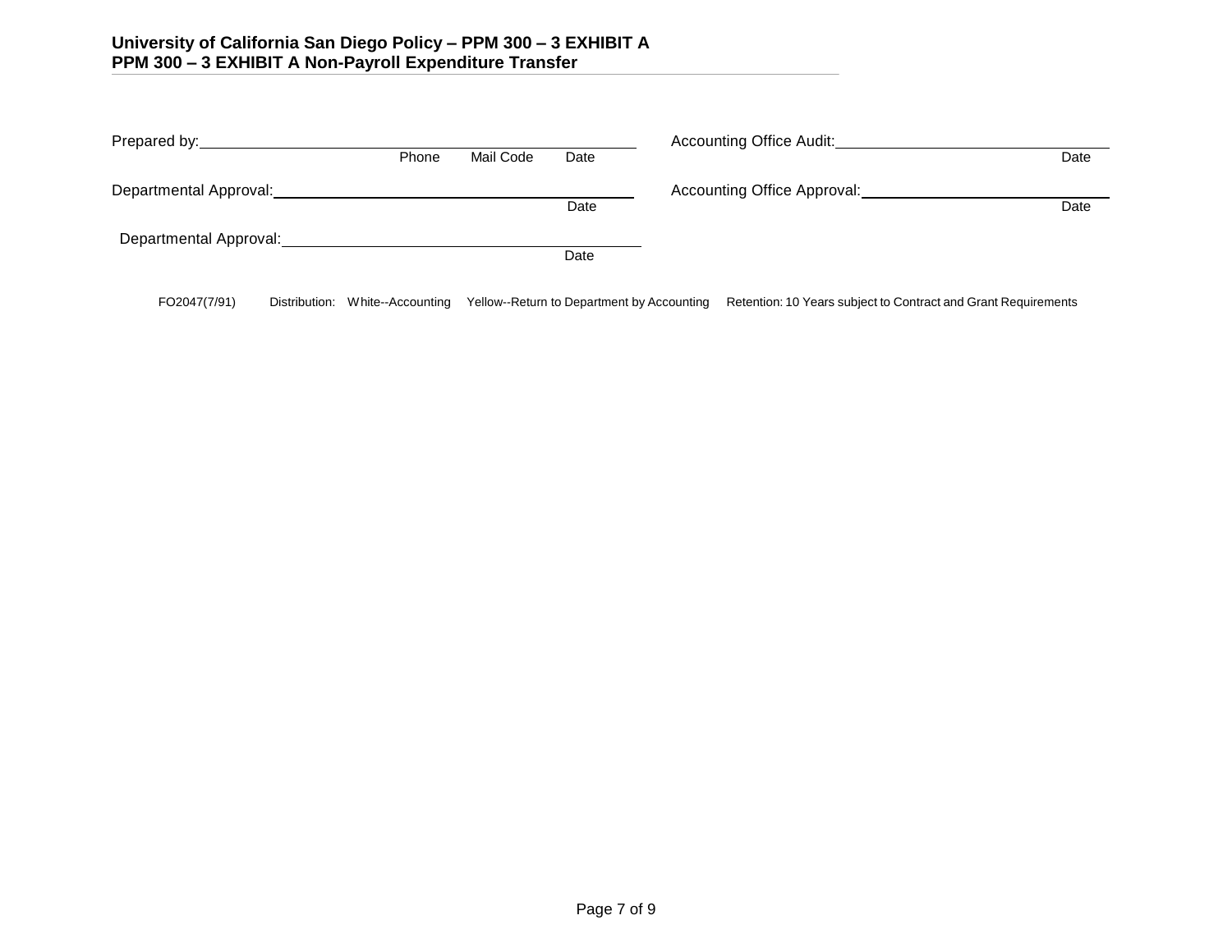Prepared by: ______________________________________________ Phone Mail Code Date

Accounting Office Audit: ______________________________________ Date

Departmental Approval: ________________________________________ Date

Accounting Office Approval: ____________________________________ Date

Departmental Approval: ________________________________________ Date

FO2047(7/91) Distribution: White--Accounting Yellow--Return to Department by Accounting Retention: 10 Years subject to Contract and Grant Requirements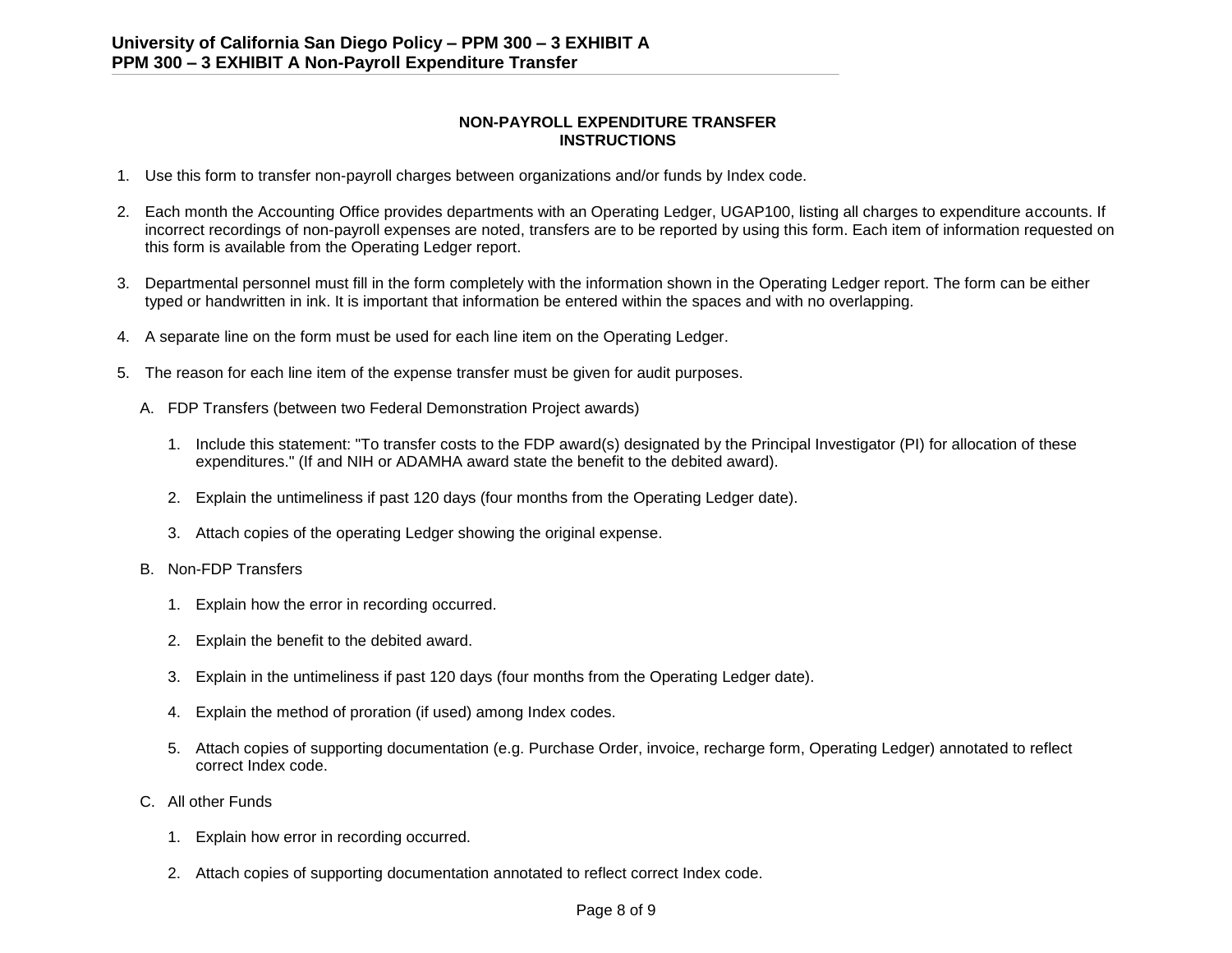## NON-PAYROLL EXPENDITURE TRANSFER INSTRUCTIONS

1. Use this form to transfer non-payroll charges between organizations and/or funds by Index code.

2. Each month the Accounting Office provides departments with an Operating Ledger, UGAP100, listing all charges to expenditure accounts. If incorrect recordings of non-payroll expenses are noted, transfers are to be reported by using this form. Each item of information requested on this form is available from the Operating Ledger report.

3. Departmental personnel must fill in the form completely with the information shown in the Operating Ledger report. The form can be either typed or handwritten in ink. It is important that information be entered within the spaces and with no overlapping.

4. A separate line on the form must be used for each line item on the Operating Ledger.

5. The reason for each line item of the expense transfer must be given for audit purposes.

   A. FDP Transfers (between two Federal Demonstration Project awards)

      1. Include this statement: "To transfer costs to the FDP award(s) designated by the Principal Investigator (PI) for allocation of these expenditures." (If and NIH or ADAMHA award state the benefit to the debited award).

      2. Explain the untimeliness if past 120 days (four months from the Operating Ledger date).

      3. Attach copies of the operating Ledger showing the original expense.

   B. Non-FDP Transfers

      1. Explain how the error in recording occurred.

      2. Explain the benefit to the debited award.

      3. Explain in the untimeliness if past 120 days (four months from the Operating Ledger date).

      4. Explain the method of proration (if used) among Index codes.

      5. Attach copies of supporting documentation (e.g. Purchase Order, invoice, recharge form, Operating Ledger) annotated to reflect correct Index code.

   C. All other Funds

      1. Explain how error in recording occurred.

      2. Attach copies of supporting documentation annotated to reflect correct Index code.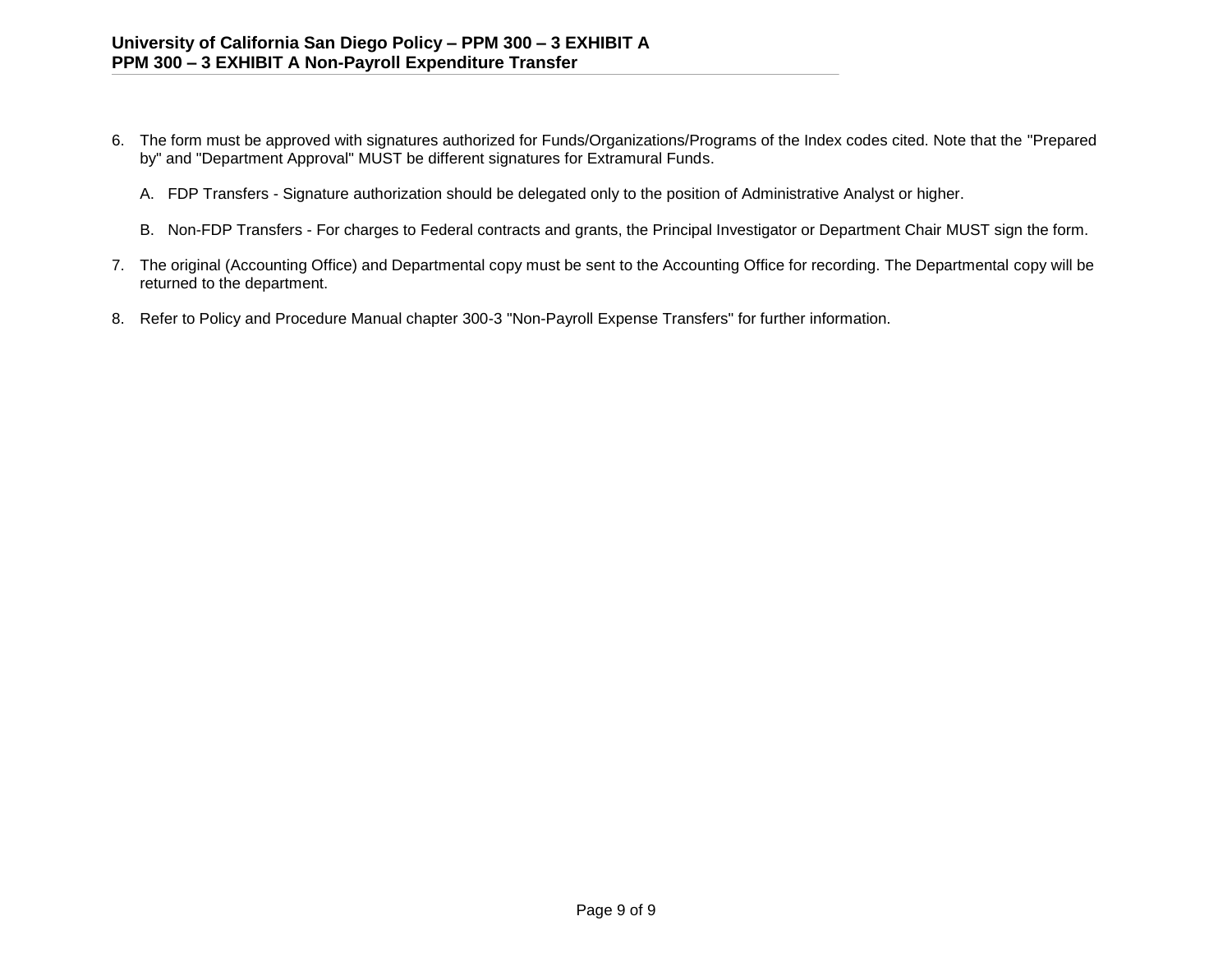6. The form must be approved with signatures authorized for Funds/Organizations/Programs of the Index codes cited. Note that the "Prepared by" and "Department Approval" MUST be different signatures for Extramural Funds.

   A. FDP Transfers - Signature authorization should be delegated only to the position of Administrative Analyst or higher.

   B. Non-FDP Transfers - For charges to Federal contracts and grants, the Principal Investigator or Department Chair MUST sign the form.

7. The original (Accounting Office) and Departmental copy must be sent to the Accounting Office for recording. The Departmental copy will be returned to the department.

8. Refer to Policy and Procedure Manual chapter 300-3 "Non-Payroll Expense Transfers" for further information.